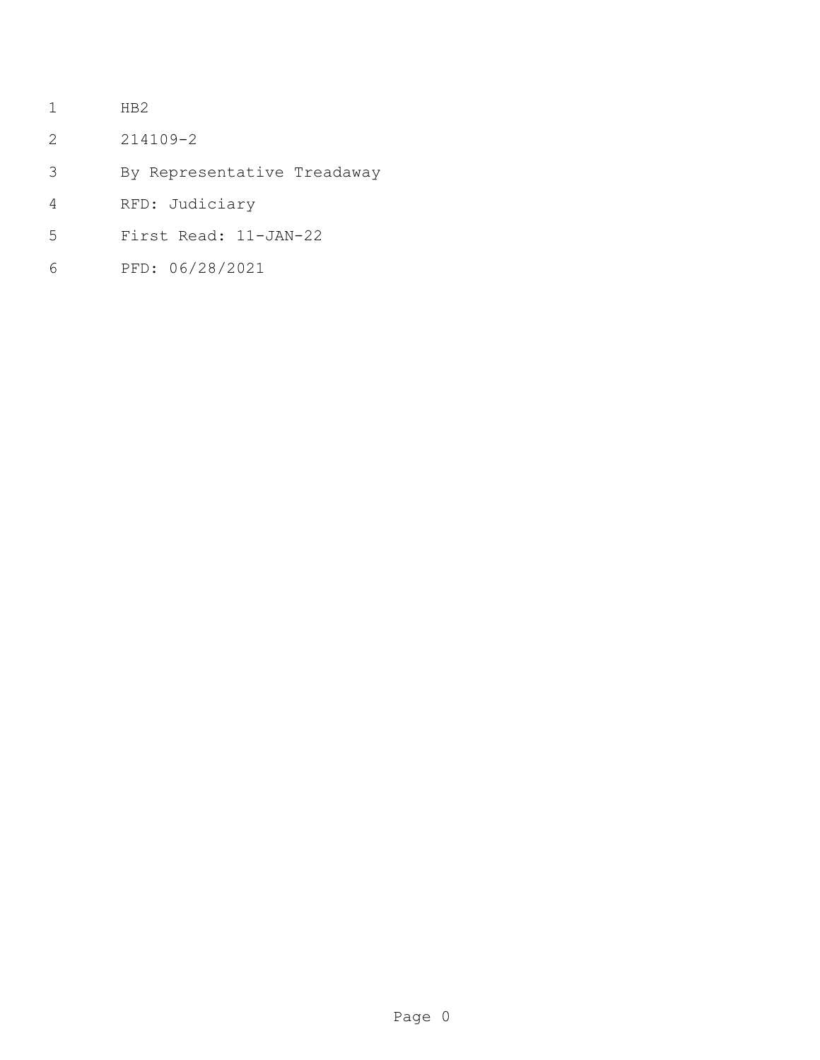HB2

214109-2

By Representative Treadaway

RFD: Judiciary

First Read: 11-JAN-22

PFD: 06/28/2021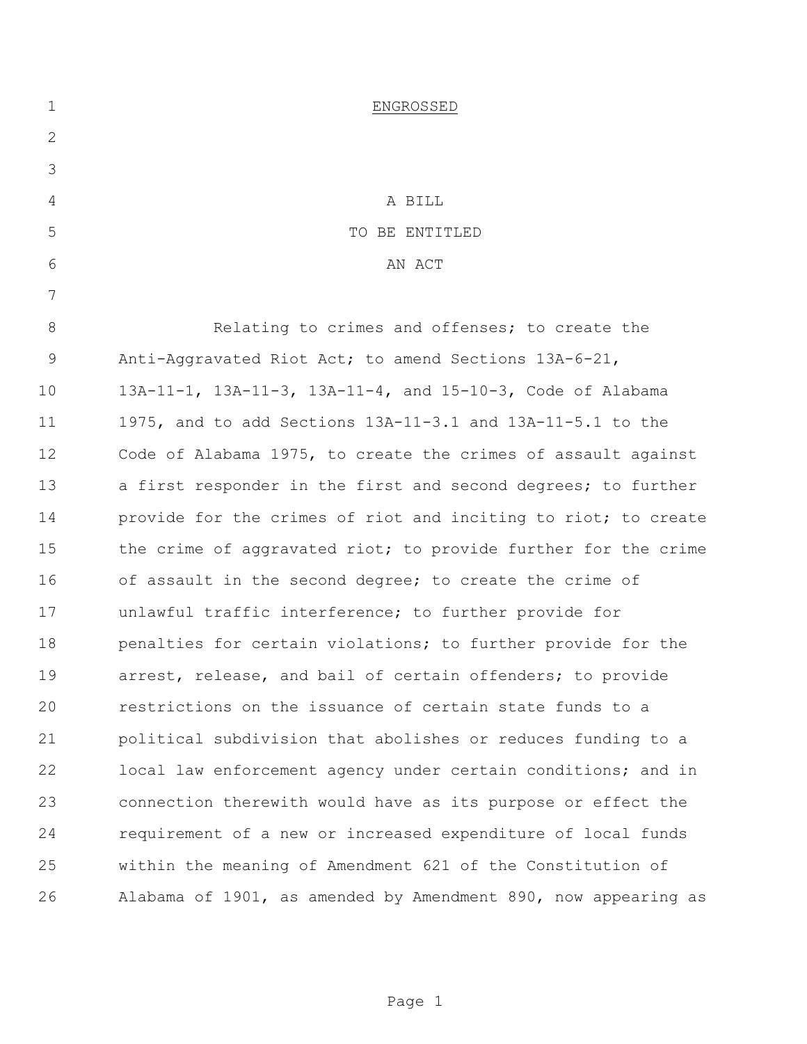ENGROSSED

A BILL
TO BE ENTITLED
AN ACT

Relating to crimes and offenses; to create the Anti-Aggravated Riot Act; to amend Sections 13A-6-21, 13A-11-1, 13A-11-3, 13A-11-4, and 15-10-3, Code of Alabama 1975, and to add Sections 13A-11-3.1 and 13A-11-5.1 to the Code of Alabama 1975, to create the crimes of assault against a first responder in the first and second degrees; to further provide for the crimes of riot and inciting to riot; to create the crime of aggravated riot; to provide further for the crime of assault in the second degree; to create the crime of unlawful traffic interference; to further provide for penalties for certain violations; to further provide for the arrest, release, and bail of certain offenders; to provide restrictions on the issuance of certain state funds to a political subdivision that abolishes or reduces funding to a local law enforcement agency under certain conditions; and in connection therewith would have as its purpose or effect the requirement of a new or increased expenditure of local funds within the meaning of Amendment 621 of the Constitution of Alabama of 1901, as amended by Amendment 890, now appearing as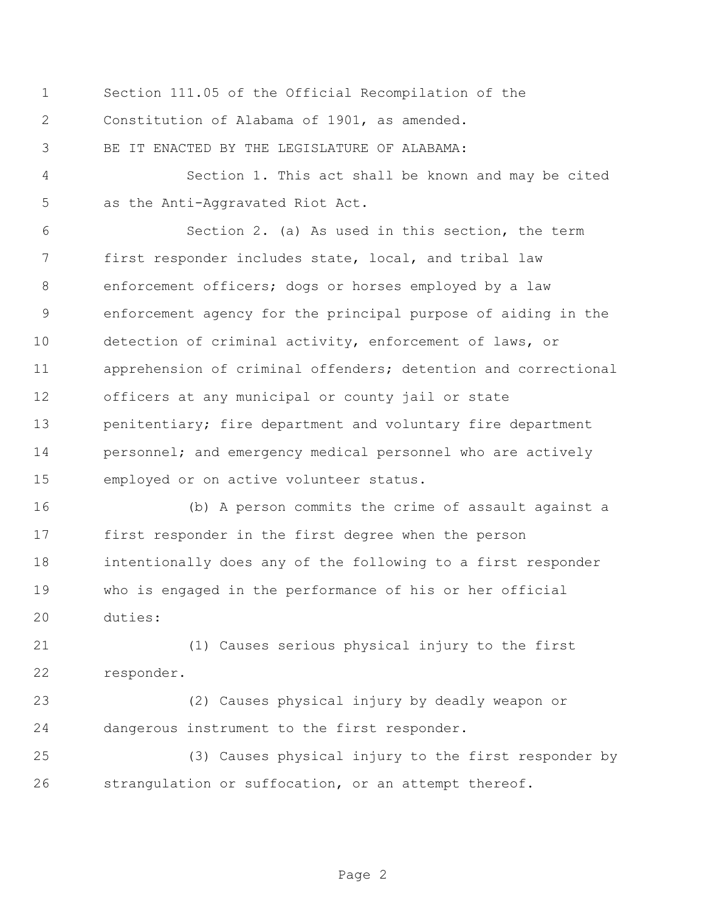Section 111.05 of the Official Recompilation of the Constitution of Alabama of 1901, as amended.

BE IT ENACTED BY THE LEGISLATURE OF ALABAMA:

Section 1. This act shall be known and may be cited as the Anti-Aggravated Riot Act.

Section 2. (a) As used in this section, the term first responder includes state, local, and tribal law enforcement officers; dogs or horses employed by a law enforcement agency for the principal purpose of aiding in the detection of criminal activity, enforcement of laws, or apprehension of criminal offenders; detention and correctional officers at any municipal or county jail or state penitentiary; fire department and voluntary fire department personnel; and emergency medical personnel who are actively employed or on active volunteer status.

(b) A person commits the crime of assault against a first responder in the first degree when the person intentionally does any of the following to a first responder who is engaged in the performance of his or her official duties:

(1) Causes serious physical injury to the first responder.

(2) Causes physical injury by deadly weapon or dangerous instrument to the first responder.

(3) Causes physical injury to the first responder by strangulation or suffocation, or an attempt thereof.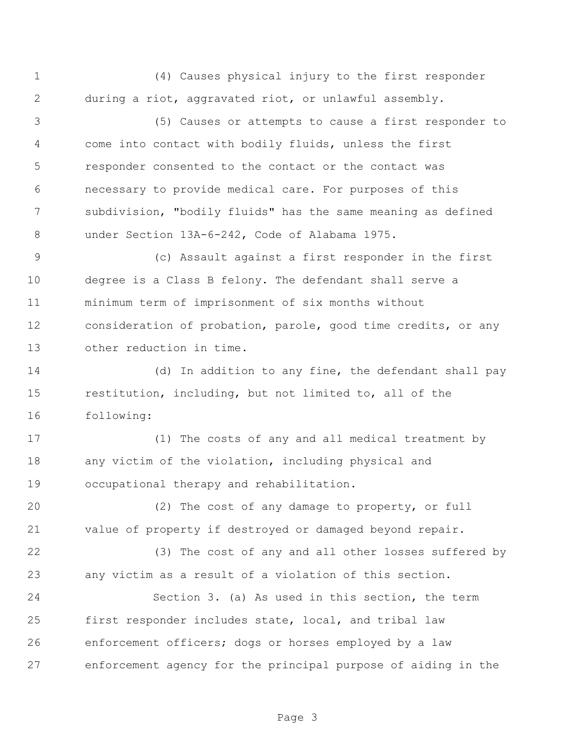(4) Causes physical injury to the first responder during a riot, aggravated riot, or unlawful assembly.

(5) Causes or attempts to cause a first responder to come into contact with bodily fluids, unless the first responder consented to the contact or the contact was necessary to provide medical care. For purposes of this subdivision, "bodily fluids" has the same meaning as defined under Section 13A-6-242, Code of Alabama 1975.

(c) Assault against a first responder in the first degree is a Class B felony. The defendant shall serve a minimum term of imprisonment of six months without consideration of probation, parole, good time credits, or any other reduction in time.

(d) In addition to any fine, the defendant shall pay restitution, including, but not limited to, all of the following:

(1) The costs of any and all medical treatment by any victim of the violation, including physical and occupational therapy and rehabilitation.

(2) The cost of any damage to property, or full value of property if destroyed or damaged beyond repair.

(3) The cost of any and all other losses suffered by any victim as a result of a violation of this section.

Section 3. (a) As used in this section, the term first responder includes state, local, and tribal law enforcement officers; dogs or horses employed by a law enforcement agency for the principal purpose of aiding in the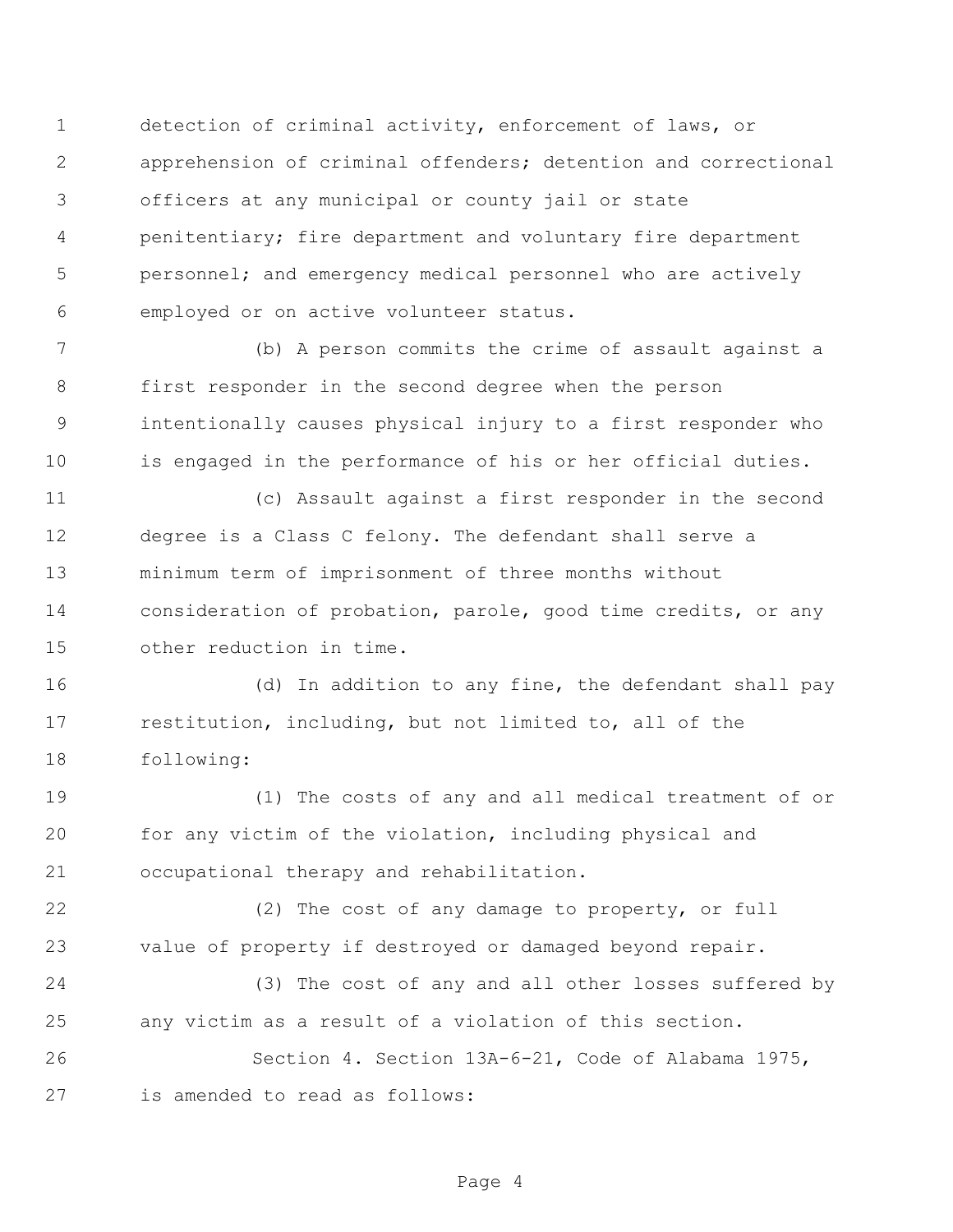detection of criminal activity, enforcement of laws, or apprehension of criminal offenders; detention and correctional officers at any municipal or county jail or state penitentiary; fire department and voluntary fire department personnel; and emergency medical personnel who are actively employed or on active volunteer status.

(b) A person commits the crime of assault against a first responder in the second degree when the person intentionally causes physical injury to a first responder who is engaged in the performance of his or her official duties.

(c) Assault against a first responder in the second degree is a Class C felony. The defendant shall serve a minimum term of imprisonment of three months without consideration of probation, parole, good time credits, or any other reduction in time.

(d) In addition to any fine, the defendant shall pay restitution, including, but not limited to, all of the following:

(1) The costs of any and all medical treatment of or for any victim of the violation, including physical and occupational therapy and rehabilitation.

(2) The cost of any damage to property, or full value of property if destroyed or damaged beyond repair.

(3) The cost of any and all other losses suffered by any victim as a result of a violation of this section.

Section 4. Section 13A-6-21, Code of Alabama 1975, is amended to read as follows: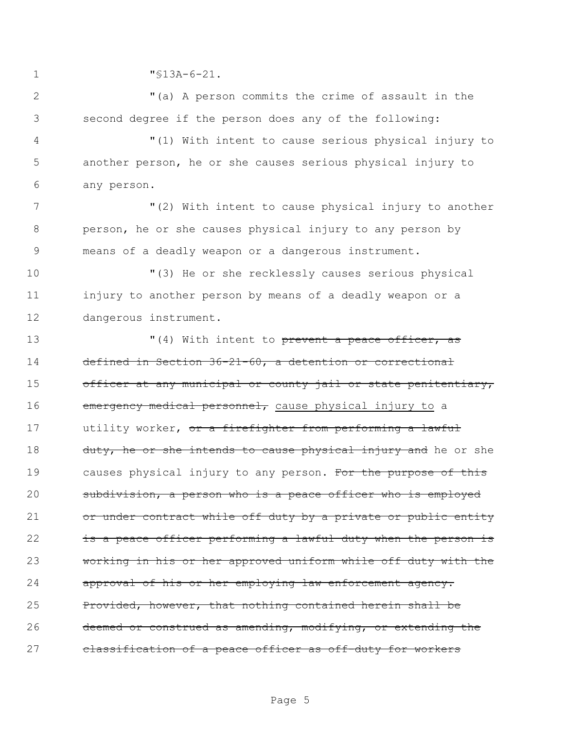"§13A-6-21.

"(a) A person commits the crime of assault in the second degree if the person does any of the following:

"(1) With intent to cause serious physical injury to another person, he or she causes serious physical injury to any person.

"(2) With intent to cause physical injury to another person, he or she causes physical injury to any person by means of a deadly weapon or a dangerous instrument.

"(3) He or she recklessly causes serious physical injury to another person by means of a deadly weapon or a dangerous instrument.

"(4) With intent to ~~prevent a peace officer, as defined in Section 36-21-60, a detention or correctional officer at any municipal or county jail or state penitentiary, emergency medical personnel,~~ <u>cause physical injury to</u> a utility worker, ~~or a firefighter from performing a lawful duty, he or she intends to cause physical injury and~~ he or she causes physical injury to any person. ~~For the purpose of this subdivision, a person who is a peace officer who is employed or under contract while off duty by a private or public entity is a peace officer performing a lawful duty when the person is working in his or her approved uniform while off duty with the approval of his or her employing law enforcement agency. Provided, however, that nothing contained herein shall be deemed or construed as amending, modifying, or extending the classification of a peace officer as off-duty for workers~~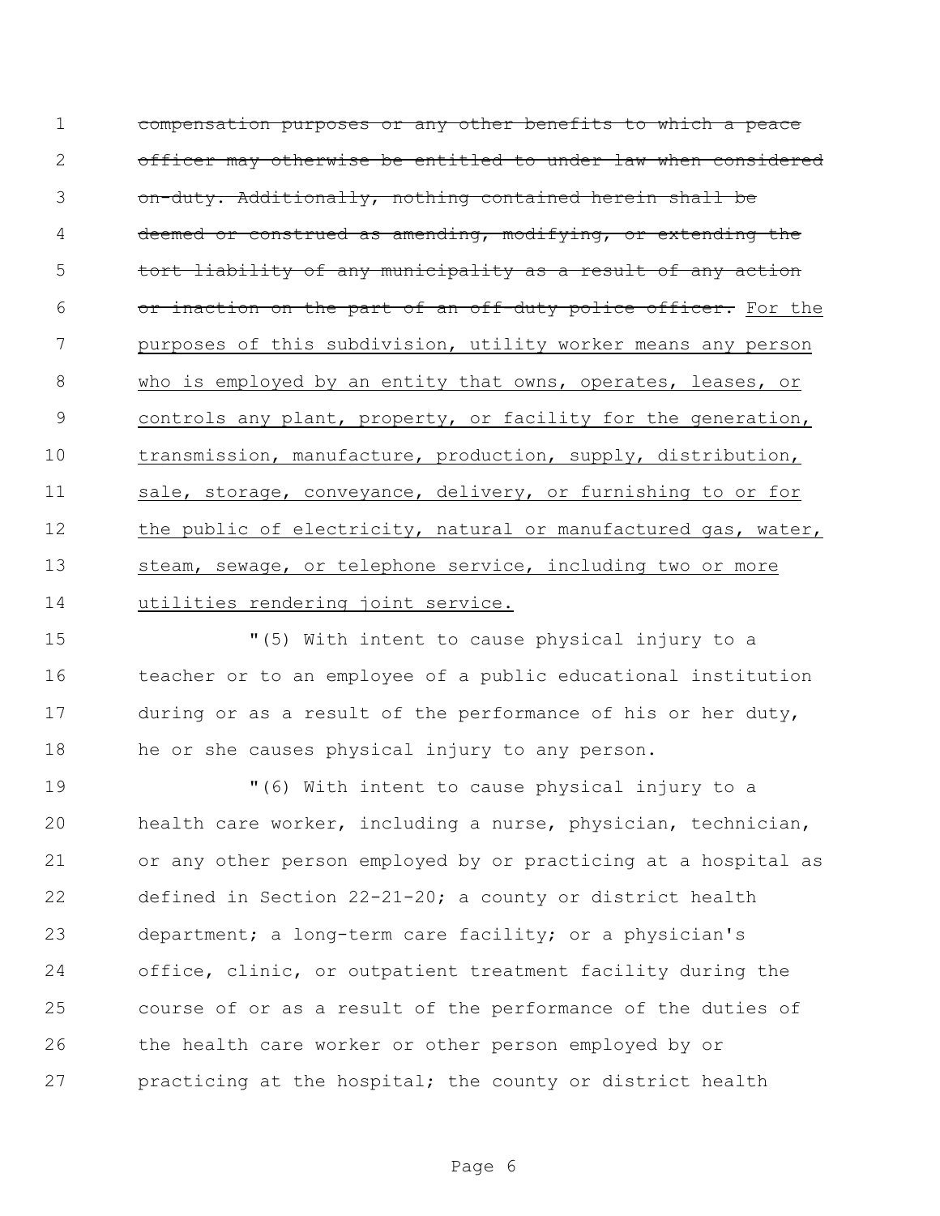~~compensation purposes or any other benefits to which a peace officer may otherwise be entitled to under law when considered on-duty. Additionally, nothing contained herein shall be deemed or construed as amending, modifying, or extending the tort liability of any municipality as a result of any action or inaction on the part of an off-duty police officer.~~ <u>For the purposes of this subdivision, utility worker means any person who is employed by an entity that owns, operates, leases, or controls any plant, property, or facility for the generation, transmission, manufacture, production, supply, distribution, sale, storage, conveyance, delivery, or furnishing to or for the public of electricity, natural or manufactured gas, water, steam, sewage, or telephone service, including two or more utilities rendering joint service.</u>

"(5) With intent to cause physical injury to a teacher or to an employee of a public educational institution during or as a result of the performance of his or her duty, he or she causes physical injury to any person.

"(6) With intent to cause physical injury to a health care worker, including a nurse, physician, technician, or any other person employed by or practicing at a hospital as defined in Section 22-21-20; a county or district health department; a long-term care facility; or a physician's office, clinic, or outpatient treatment facility during the course of or as a result of the performance of the duties of the health care worker or other person employed by or practicing at the hospital; the county or district health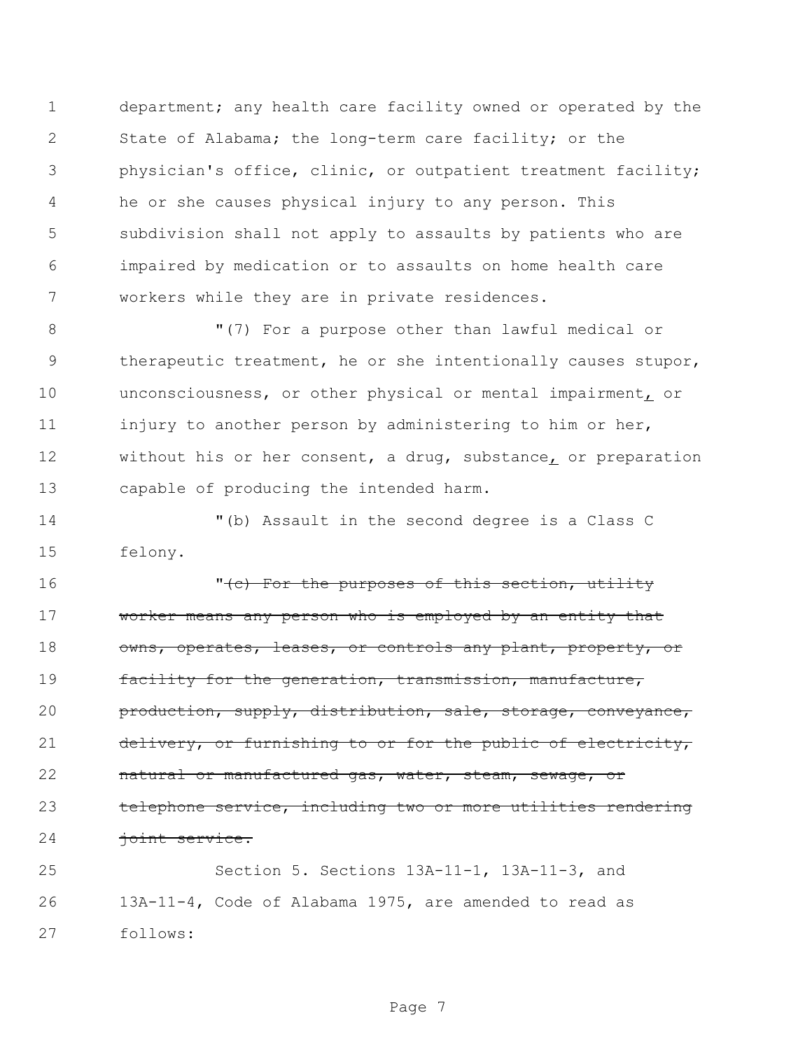department; any health care facility owned or operated by the State of Alabama; the long-term care facility; or the physician's office, clinic, or outpatient treatment facility; he or she causes physical injury to any person. This subdivision shall not apply to assaults by patients who are impaired by medication or to assaults on home health care workers while they are in private residences.

"(7) For a purpose other than lawful medical or therapeutic treatment, he or she intentionally causes stupor, unconsciousness, or other physical or mental impairment, or injury to another person by administering to him or her, without his or her consent, a drug, substance, or preparation capable of producing the intended harm.

"(b) Assault in the second degree is a Class C felony.

"~~(c) For the purposes of this section, utility worker means any person who is employed by an entity that owns, operates, leases, or controls any plant, property, or facility for the generation, transmission, manufacture, production, supply, distribution, sale, storage, conveyance, delivery, or furnishing to or for the public of electricity, natural or manufactured gas, water, steam, sewage, or telephone service, including two or more utilities rendering joint service.~~

Section 5. Sections 13A-11-1, 13A-11-3, and 13A-11-4, Code of Alabama 1975, are amended to read as follows: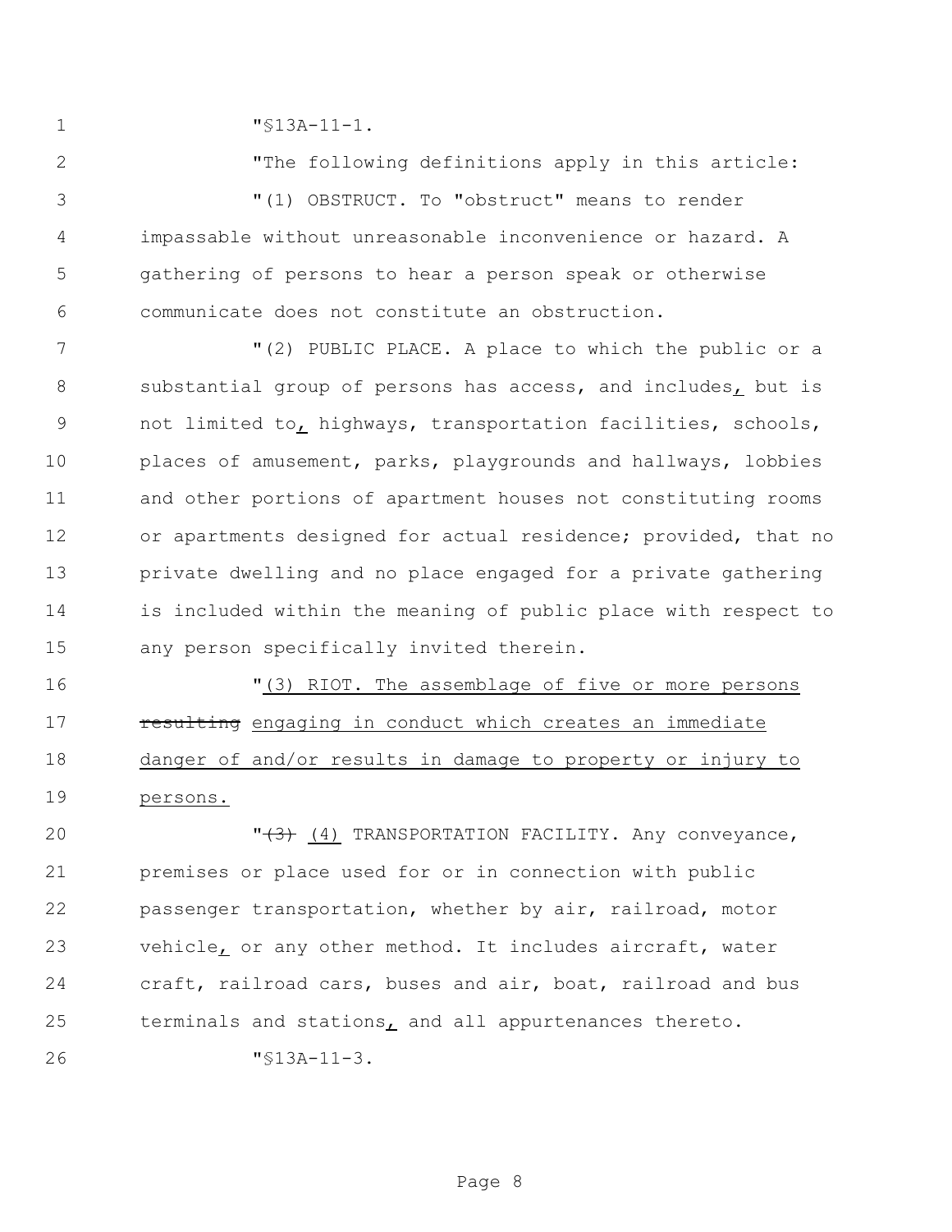"§13A-11-1.

"The following definitions apply in this article:

"(1) OBSTRUCT. To "obstruct" means to render impassable without unreasonable inconvenience or hazard. A gathering of persons to hear a person speak or otherwise communicate does not constitute an obstruction.

"(2) PUBLIC PLACE. A place to which the public or a substantial group of persons has access, and includes, but is not limited to, highways, transportation facilities, schools, places of amusement, parks, playgrounds and hallways, lobbies and other portions of apartment houses not constituting rooms or apartments designed for actual residence; provided, that no private dwelling and no place engaged for a private gathering is included within the meaning of public place with respect to any person specifically invited therein.

"(3) RIOT. The assemblage of five or more persons ~~resulting~~ engaging in conduct which creates an immediate danger of and/or results in damage to property or injury to persons.

"~~(3)~~ (4) TRANSPORTATION FACILITY. Any conveyance, premises or place used for or in connection with public passenger transportation, whether by air, railroad, motor vehicle, or any other method. It includes aircraft, water craft, railroad cars, buses and air, boat, railroad and bus terminals and stations, and all appurtenances thereto.

"§13A-11-3.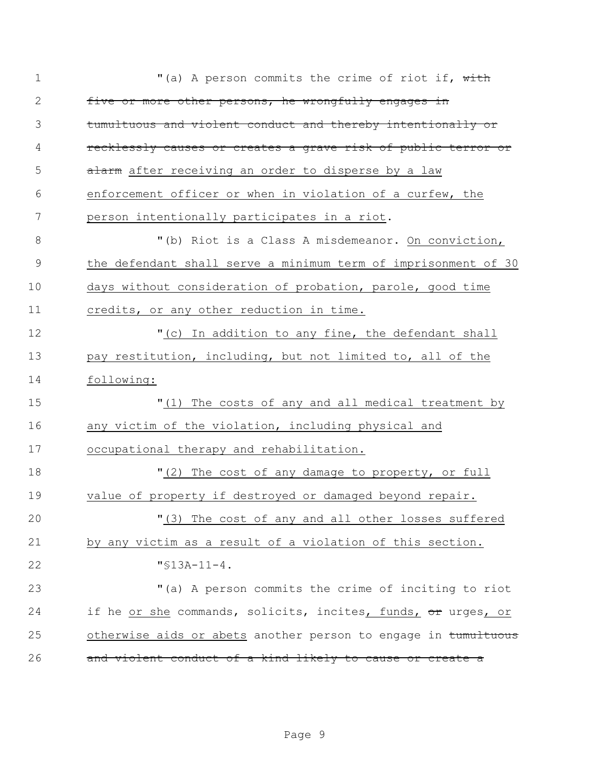"(a) A person commits the crime of riot if, ~~with five or more other persons, he wrongfully engages in tumultuous and violent conduct and thereby intentionally or recklessly causes or creates a grave risk of public terror or alarm~~ after receiving an order to disperse by a law enforcement officer or when in violation of a curfew, the person intentionally participates in a riot.

"(b) Riot is a Class A misdemeanor. On conviction, the defendant shall serve a minimum term of imprisonment of 30 days without consideration of probation, parole, good time credits, or any other reduction in time.

"(c) In addition to any fine, the defendant shall pay restitution, including, but not limited to, all of the following:

"(1) The costs of any and all medical treatment by any victim of the violation, including physical and occupational therapy and rehabilitation.

"(2) The cost of any damage to property, or full value of property if destroyed or damaged beyond repair.

"(3) The cost of any and all other losses suffered by any victim as a result of a violation of this section.

"§13A-11-4.

"(a) A person commits the crime of inciting to riot if he or she commands, solicits, incites, funds, ~~or~~ urges, or otherwise aids or abets another person to engage in ~~tumultuous and violent conduct of a kind likely to cause or create a~~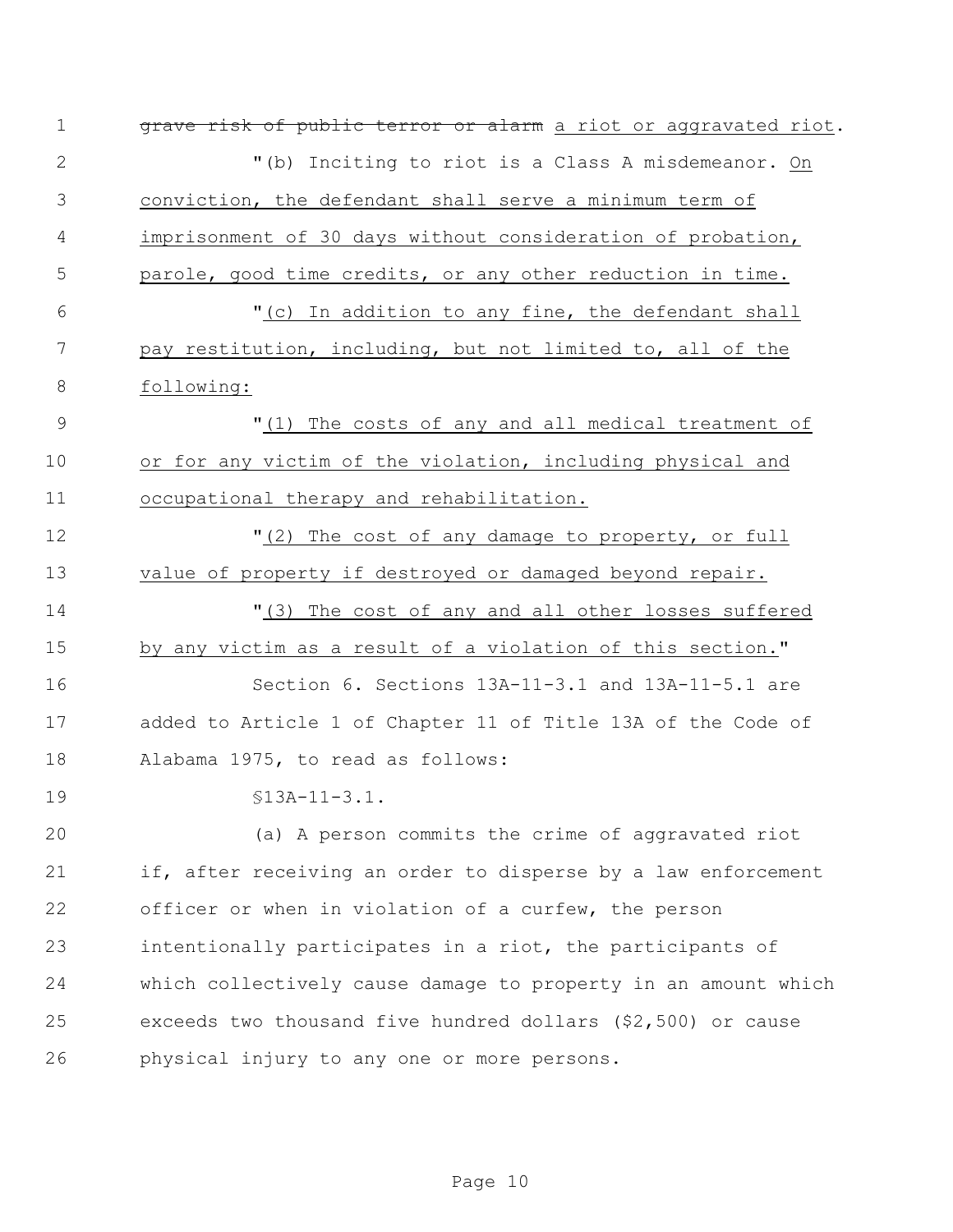~~grave risk of public terror or alarm~~ <u>a riot or aggravated riot</u>.

"(b) Inciting to riot is a Class A misdemeanor. <u>On conviction, the defendant shall serve a minimum term of imprisonment of 30 days without consideration of probation, parole, good time credits, or any other reduction in time.</u>

"<u>(c) In addition to any fine, the defendant shall pay restitution, including, but not limited to, all of the following:</u>

"<u>(1) The costs of any and all medical treatment of or for any victim of the violation, including physical and occupational therapy and rehabilitation.</u>

"<u>(2) The cost of any damage to property, or full value of property if destroyed or damaged beyond repair.</u>

"<u>(3) The cost of any and all other losses suffered by any victim as a result of a violation of this section.</u>"

Section 6. Sections 13A-11-3.1 and 13A-11-5.1 are added to Article 1 of Chapter 11 of Title 13A of the Code of Alabama 1975, to read as follows:

§13A-11-3.1.

(a) A person commits the crime of aggravated riot if, after receiving an order to disperse by a law enforcement officer or when in violation of a curfew, the person intentionally participates in a riot, the participants of which collectively cause damage to property in an amount which exceeds two thousand five hundred dollars ($2,500) or cause physical injury to any one or more persons.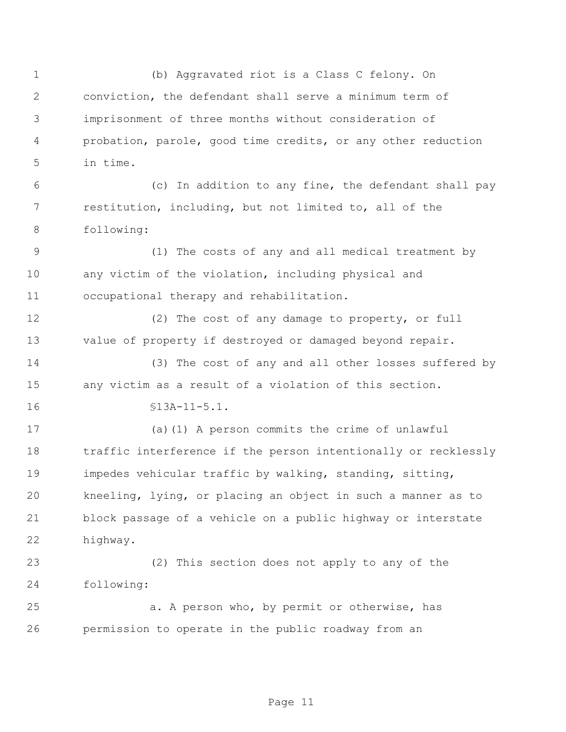(b) Aggravated riot is a Class C felony. On conviction, the defendant shall serve a minimum term of imprisonment of three months without consideration of probation, parole, good time credits, or any other reduction in time.

(c) In addition to any fine, the defendant shall pay restitution, including, but not limited to, all of the following:

(1) The costs of any and all medical treatment by any victim of the violation, including physical and occupational therapy and rehabilitation.

(2) The cost of any damage to property, or full value of property if destroyed or damaged beyond repair.

(3) The cost of any and all other losses suffered by any victim as a result of a violation of this section.

§13A-11-5.1.

(a)(1) A person commits the crime of unlawful traffic interference if the person intentionally or recklessly impedes vehicular traffic by walking, standing, sitting, kneeling, lying, or placing an object in such a manner as to block passage of a vehicle on a public highway or interstate highway.

(2) This section does not apply to any of the following:

a. A person who, by permit or otherwise, has permission to operate in the public roadway from an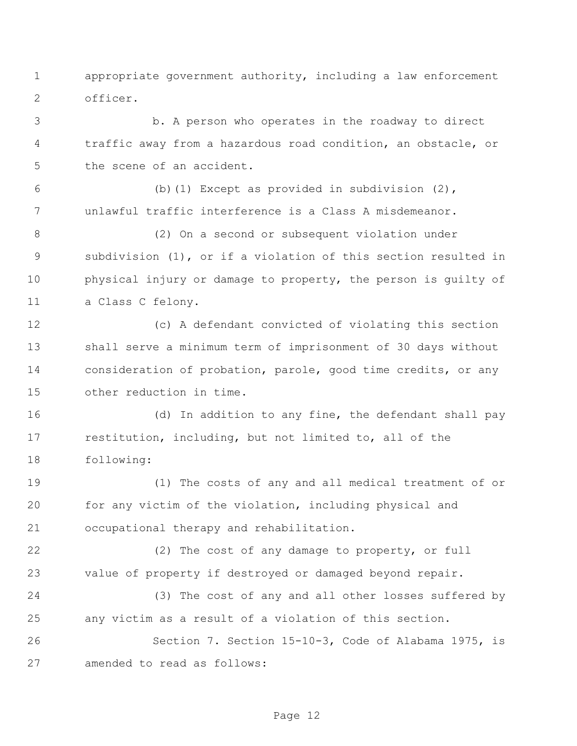appropriate government authority, including a law enforcement officer.

b. A person who operates in the roadway to direct traffic away from a hazardous road condition, an obstacle, or the scene of an accident.

(b)(1) Except as provided in subdivision (2), unlawful traffic interference is a Class A misdemeanor.

(2) On a second or subsequent violation under subdivision (1), or if a violation of this section resulted in physical injury or damage to property, the person is guilty of a Class C felony.

(c) A defendant convicted of violating this section shall serve a minimum term of imprisonment of 30 days without consideration of probation, parole, good time credits, or any other reduction in time.

(d) In addition to any fine, the defendant shall pay restitution, including, but not limited to, all of the following:

(1) The costs of any and all medical treatment of or for any victim of the violation, including physical and occupational therapy and rehabilitation.

(2) The cost of any damage to property, or full value of property if destroyed or damaged beyond repair.

(3) The cost of any and all other losses suffered by any victim as a result of a violation of this section.

Section 7. Section 15-10-3, Code of Alabama 1975, is amended to read as follows: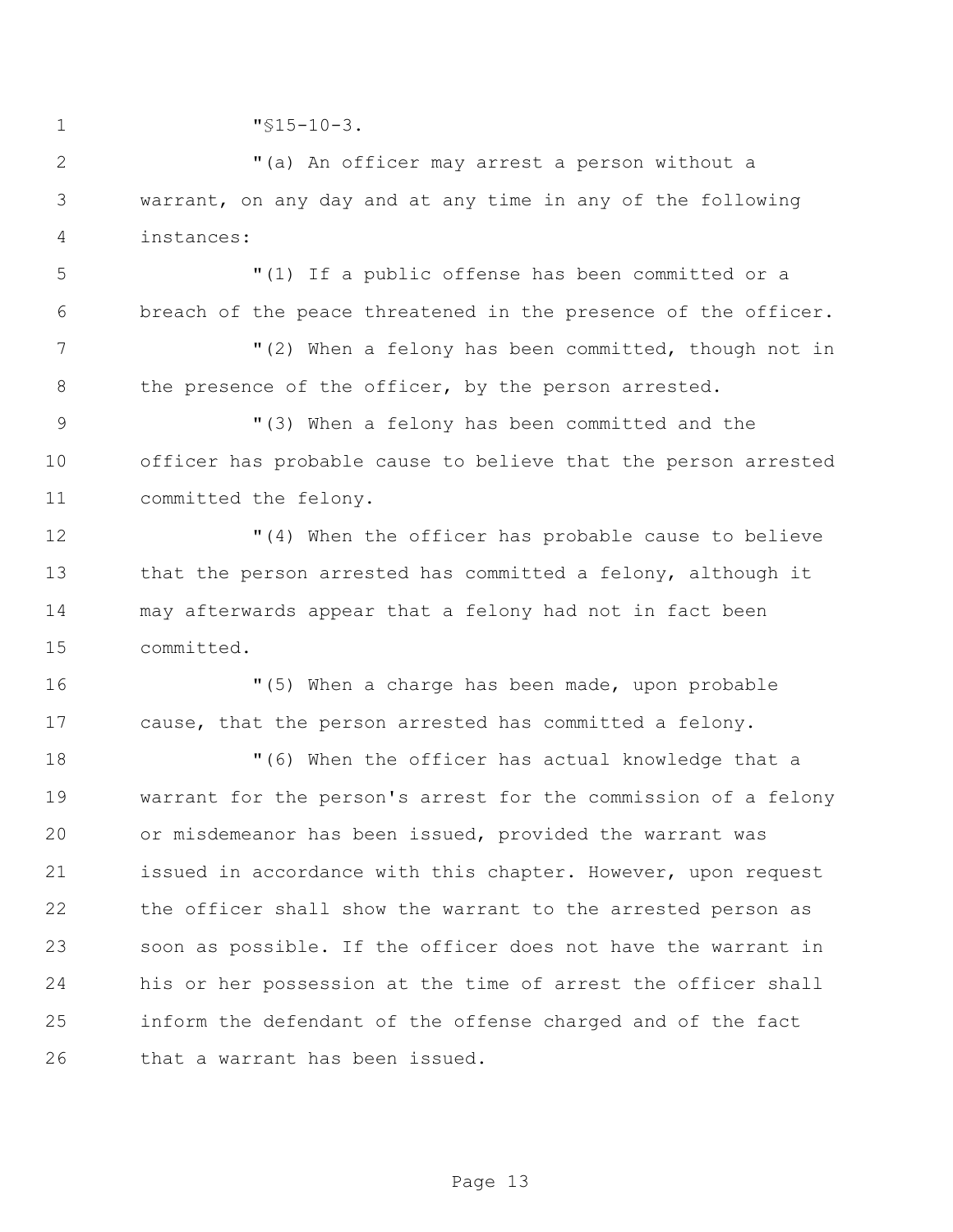"§15-10-3.

"(a) An officer may arrest a person without a warrant, on any day and at any time in any of the following instances:

"(1) If a public offense has been committed or a breach of the peace threatened in the presence of the officer.

"(2) When a felony has been committed, though not in the presence of the officer, by the person arrested.

"(3) When a felony has been committed and the officer has probable cause to believe that the person arrested committed the felony.

"(4) When the officer has probable cause to believe that the person arrested has committed a felony, although it may afterwards appear that a felony had not in fact been committed.

"(5) When a charge has been made, upon probable cause, that the person arrested has committed a felony.

"(6) When the officer has actual knowledge that a warrant for the person's arrest for the commission of a felony or misdemeanor has been issued, provided the warrant was issued in accordance with this chapter. However, upon request the officer shall show the warrant to the arrested person as soon as possible. If the officer does not have the warrant in his or her possession at the time of arrest the officer shall inform the defendant of the offense charged and of the fact that a warrant has been issued.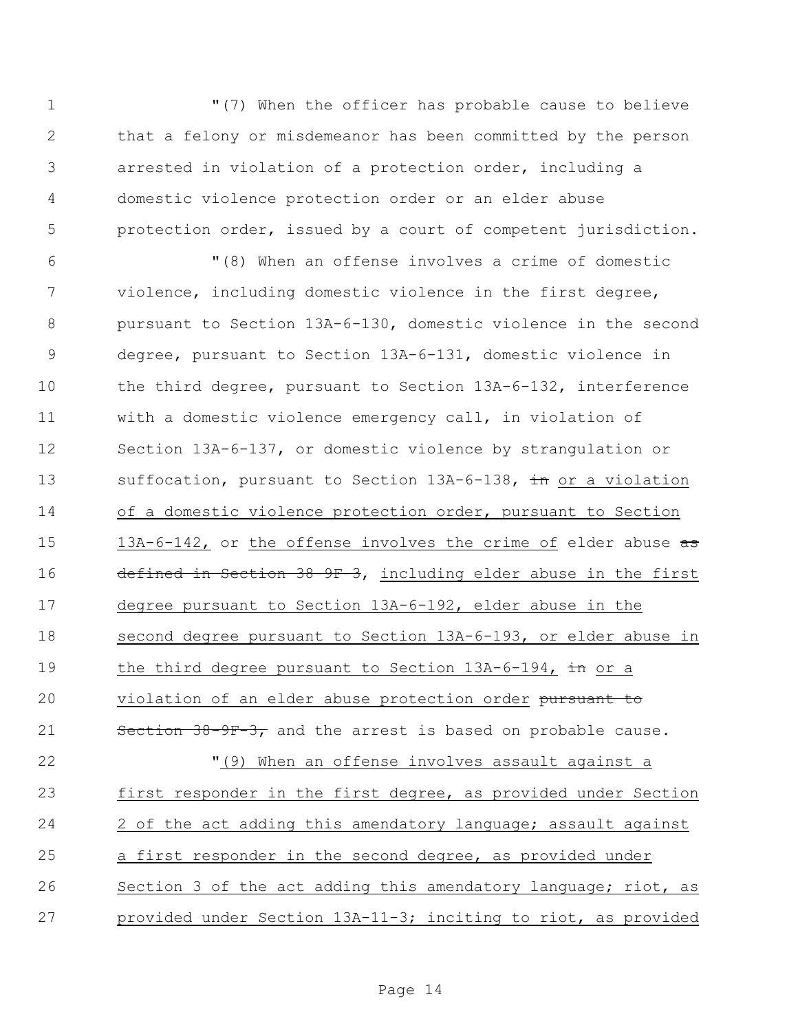"(7) When the officer has probable cause to believe that a felony or misdemeanor has been committed by the person arrested in violation of a protection order, including a domestic violence protection order or an elder abuse protection order, issued by a court of competent jurisdiction.

"(8) When an offense involves a crime of domestic violence, including domestic violence in the first degree, pursuant to Section 13A-6-130, domestic violence in the second degree, pursuant to Section 13A-6-131, domestic violence in the third degree, pursuant to Section 13A-6-132, interference with a domestic violence emergency call, in violation of Section 13A-6-137, or domestic violence by strangulation or suffocation, pursuant to Section 13A-6-138, ~~in~~ or a violation of a domestic violence protection order, pursuant to Section 13A-6-142, or the offense involves the crime of elder abuse ~~as defined in Section 38-9F-3~~, including elder abuse in the first degree pursuant to Section 13A-6-192, elder abuse in the second degree pursuant to Section 13A-6-193, or elder abuse in the third degree pursuant to Section 13A-6-194, ~~in~~ or a violation of an elder abuse protection order ~~pursuant to Section 38-9F-3,~~ and the arrest is based on probable cause.

"(9) When an offense involves assault against a first responder in the first degree, as provided under Section 2 of the act adding this amendatory language; assault against a first responder in the second degree, as provided under Section 3 of the act adding this amendatory language; riot, as provided under Section 13A-11-3; inciting to riot, as provided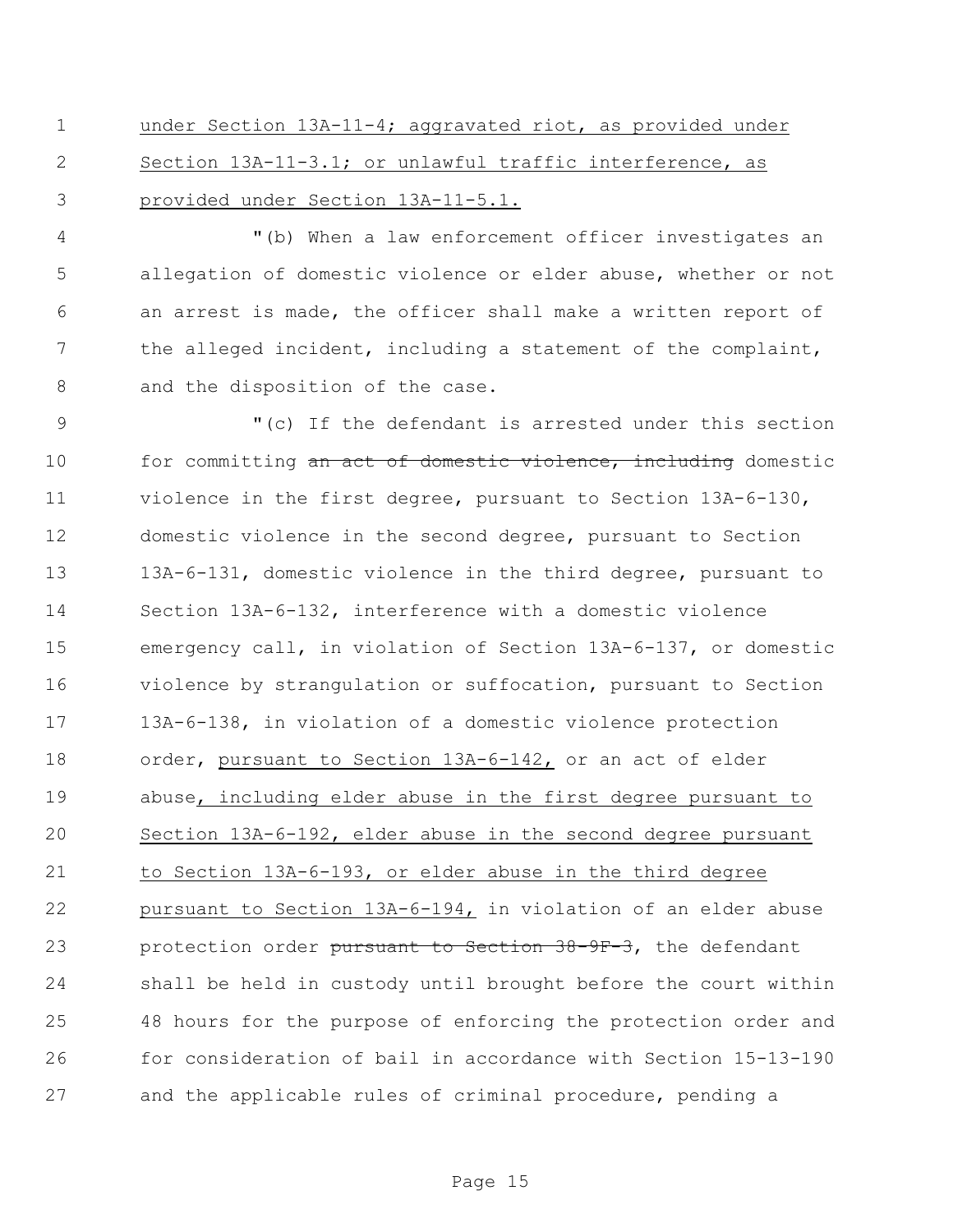under Section 13A-11-4; aggravated riot, as provided under Section 13A-11-3.1; or unlawful traffic interference, as provided under Section 13A-11-5.1.

"(b) When a law enforcement officer investigates an allegation of domestic violence or elder abuse, whether or not an arrest is made, the officer shall make a written report of the alleged incident, including a statement of the complaint, and the disposition of the case.

"(c) If the defendant is arrested under this section for committing ~~an act of domestic violence, including~~ domestic violence in the first degree, pursuant to Section 13A-6-130, domestic violence in the second degree, pursuant to Section 13A-6-131, domestic violence in the third degree, pursuant to Section 13A-6-132, interference with a domestic violence emergency call, in violation of Section 13A-6-137, or domestic violence by strangulation or suffocation, pursuant to Section 13A-6-138, in violation of a domestic violence protection order, pursuant to Section 13A-6-142, or an act of elder abuse, including elder abuse in the first degree pursuant to Section 13A-6-192, elder abuse in the second degree pursuant to Section 13A-6-193, or elder abuse in the third degree pursuant to Section 13A-6-194, in violation of an elder abuse protection order ~~pursuant to Section 38-9F-3~~, the defendant shall be held in custody until brought before the court within 48 hours for the purpose of enforcing the protection order and for consideration of bail in accordance with Section 15-13-190 and the applicable rules of criminal procedure, pending a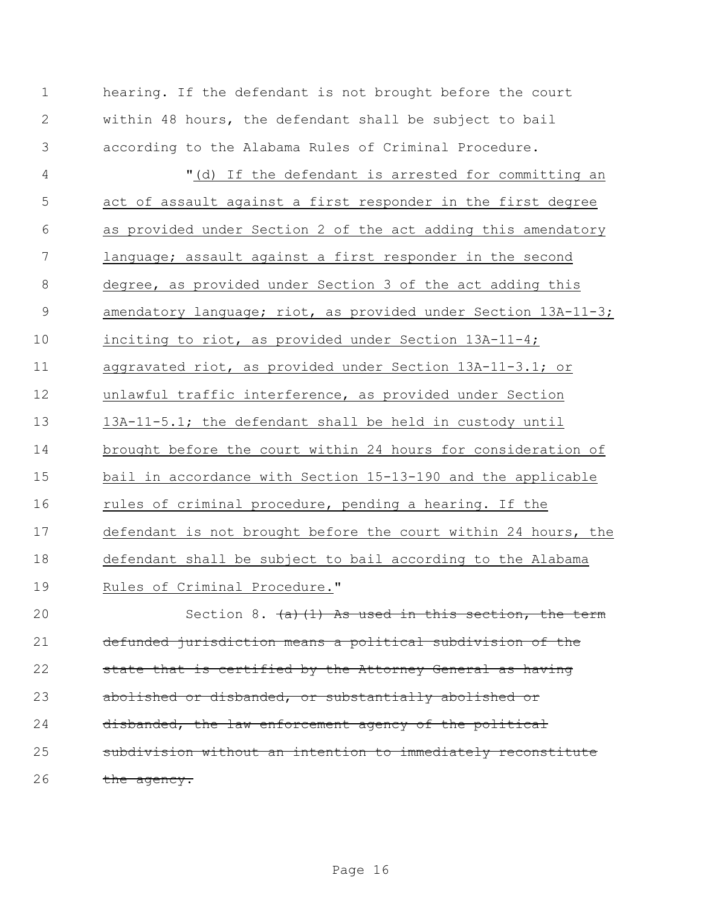hearing. If the defendant is not brought before the court within 48 hours, the defendant shall be subject to bail according to the Alabama Rules of Criminal Procedure.

"<u>(d) If the defendant is arrested for committing an act of assault against a first responder in the first degree as provided under Section 2 of the act adding this amendatory language; assault against a first responder in the second degree, as provided under Section 3 of the act adding this amendatory language; riot, as provided under Section 13A-11-3; inciting to riot, as provided under Section 13A-11-4; aggravated riot, as provided under Section 13A-11-3.1; or unlawful traffic interference, as provided under Section 13A-11-5.1; the defendant shall be held in custody until brought before the court within 24 hours for consideration of bail in accordance with Section 15-13-190 and the applicable rules of criminal procedure, pending a hearing. If the defendant is not brought before the court within 24 hours, the defendant shall be subject to bail according to the Alabama Rules of Criminal Procedure.</u>"

Section 8. ~~(a)(1) As used in this section, the term defunded jurisdiction means a political subdivision of the state that is certified by the Attorney General as having abolished or disbanded, or substantially abolished or disbanded, the law enforcement agency of the political subdivision without an intention to immediately reconstitute the agency.~~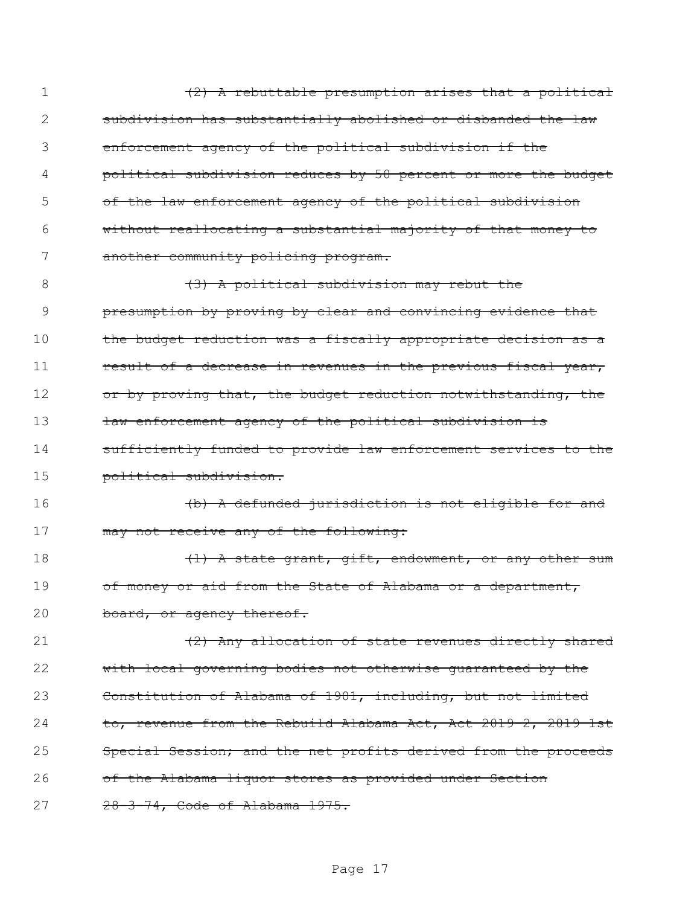~~(2) A rebuttable presumption arises that a political subdivision has substantially abolished or disbanded the law enforcement agency of the political subdivision if the political subdivision reduces by 50 percent or more the budget of the law enforcement agency of the political subdivision without reallocating a substantial majority of that money to another community policing program.~~

~~(3) A political subdivision may rebut the presumption by proving by clear and convincing evidence that the budget reduction was a fiscally appropriate decision as a result of a decrease in revenues in the previous fiscal year, or by proving that, the budget reduction notwithstanding, the law enforcement agency of the political subdivision is sufficiently funded to provide law enforcement services to the political subdivision.~~

~~(b) A defunded jurisdiction is not eligible for and may not receive any of the following:~~

~~(1) A state grant, gift, endowment, or any other sum of money or aid from the State of Alabama or a department, board, or agency thereof.~~

~~(2) Any allocation of state revenues directly shared with local governing bodies not otherwise guaranteed by the Constitution of Alabama of 1901, including, but not limited to, revenue from the Rebuild Alabama Act, Act 2019-2, 2019 1st Special Session; and the net profits derived from the proceeds of the Alabama liquor stores as provided under Section 28-3-74, Code of Alabama 1975.~~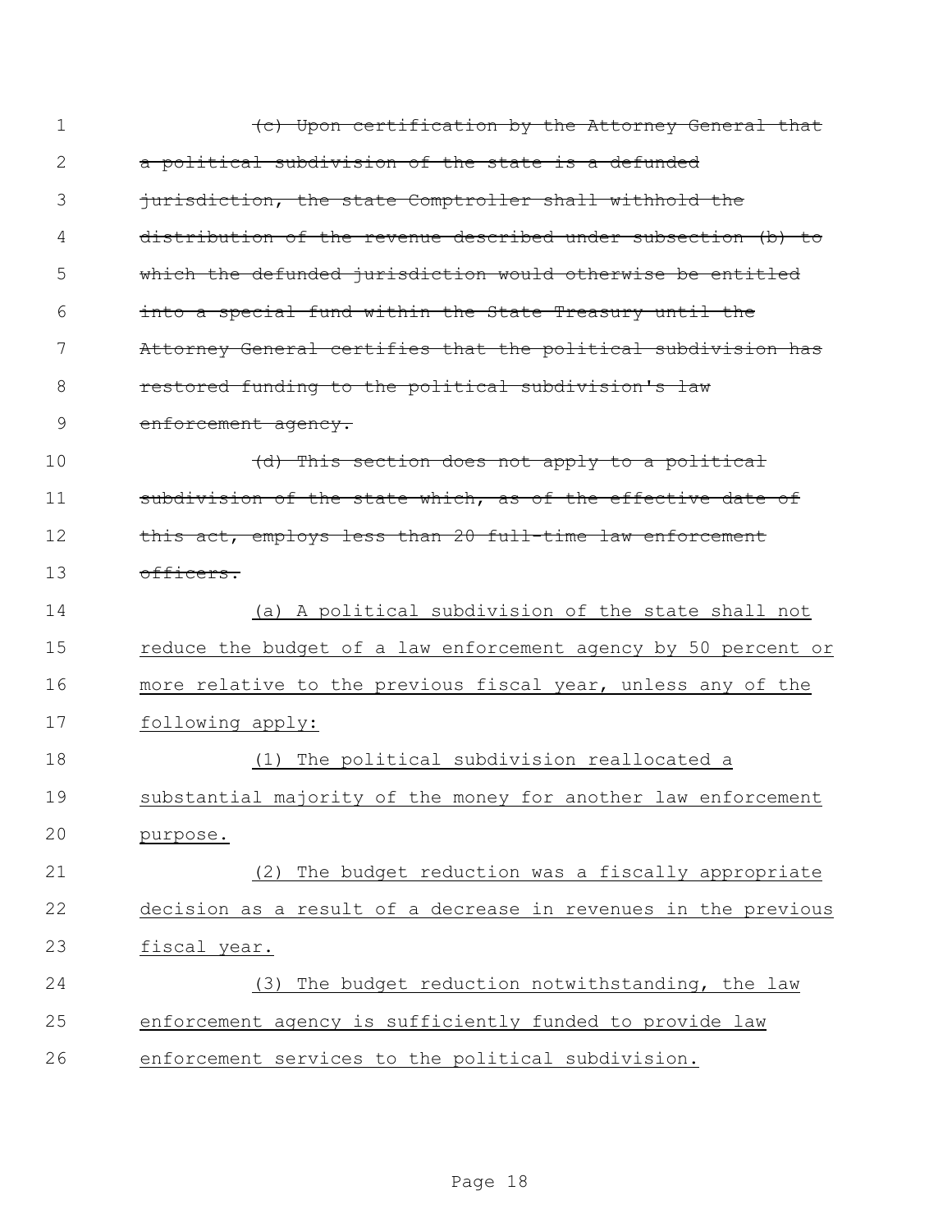~~(c) Upon certification by the Attorney General that a political subdivision of the state is a defunded jurisdiction, the state Comptroller shall withhold the distribution of the revenue described under subsection (b) to which the defunded jurisdiction would otherwise be entitled into a special fund within the State Treasury until the Attorney General certifies that the political subdivision has restored funding to the political subdivision's law enforcement agency.~~

~~(d) This section does not apply to a political subdivision of the state which, as of the effective date of this act, employs less than 20 full-time law enforcement officers.~~

<u>(a) A political subdivision of the state shall not reduce the budget of a law enforcement agency by 50 percent or more relative to the previous fiscal year, unless any of the following apply:</u>

<u>(1) The political subdivision reallocated a substantial majority of the money for another law enforcement purpose.</u>

<u>(2) The budget reduction was a fiscally appropriate decision as a result of a decrease in revenues in the previous fiscal year.</u>

<u>(3) The budget reduction notwithstanding, the law enforcement agency is sufficiently funded to provide law enforcement services to the political subdivision.</u>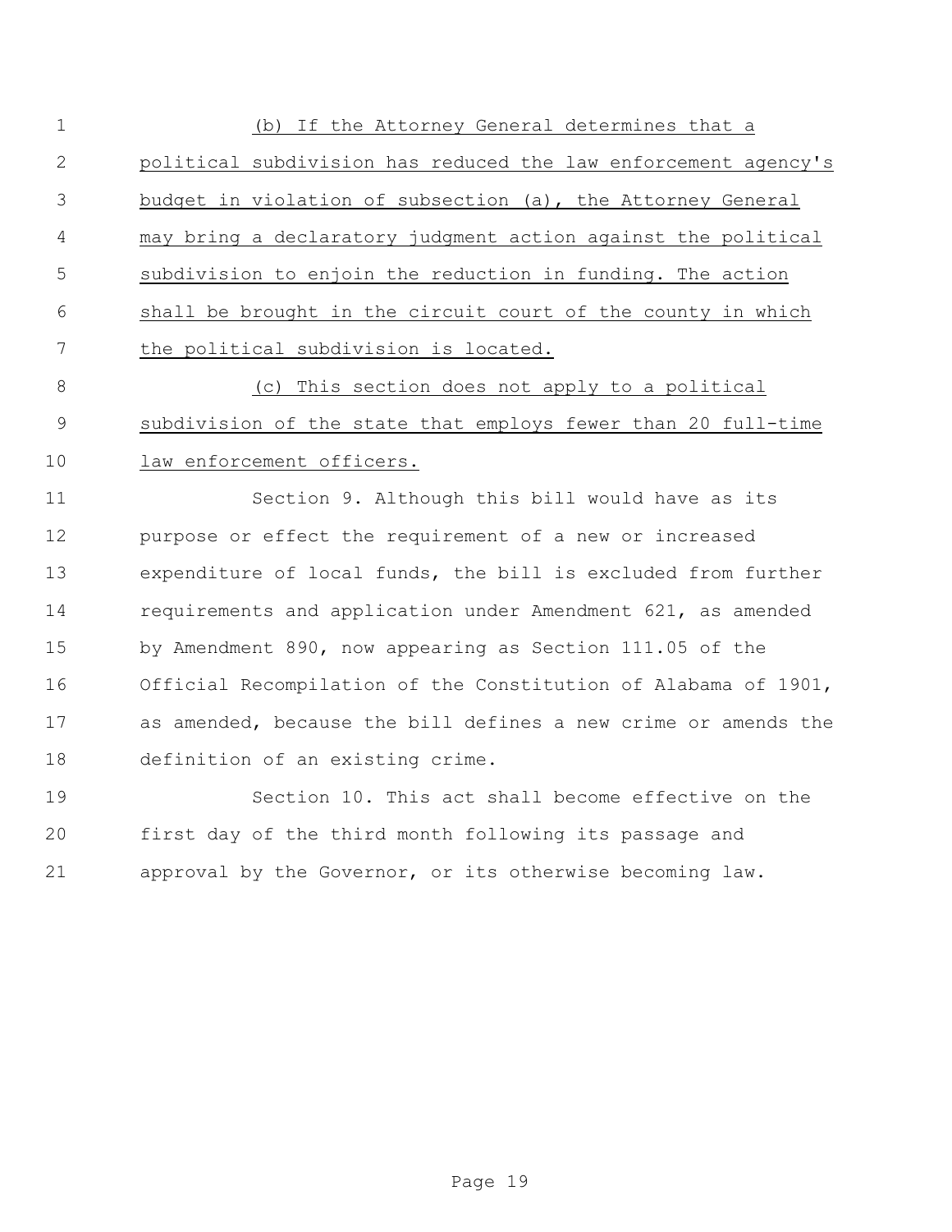(b) If the Attorney General determines that a political subdivision has reduced the law enforcement agency's budget in violation of subsection (a), the Attorney General may bring a declaratory judgment action against the political subdivision to enjoin the reduction in funding. The action shall be brought in the circuit court of the county in which the political subdivision is located.

(c) This section does not apply to a political subdivision of the state that employs fewer than 20 full-time law enforcement officers.

Section 9. Although this bill would have as its purpose or effect the requirement of a new or increased expenditure of local funds, the bill is excluded from further requirements and application under Amendment 621, as amended by Amendment 890, now appearing as Section 111.05 of the Official Recompilation of the Constitution of Alabama of 1901, as amended, because the bill defines a new crime or amends the definition of an existing crime.

Section 10. This act shall become effective on the first day of the third month following its passage and approval by the Governor, or its otherwise becoming law.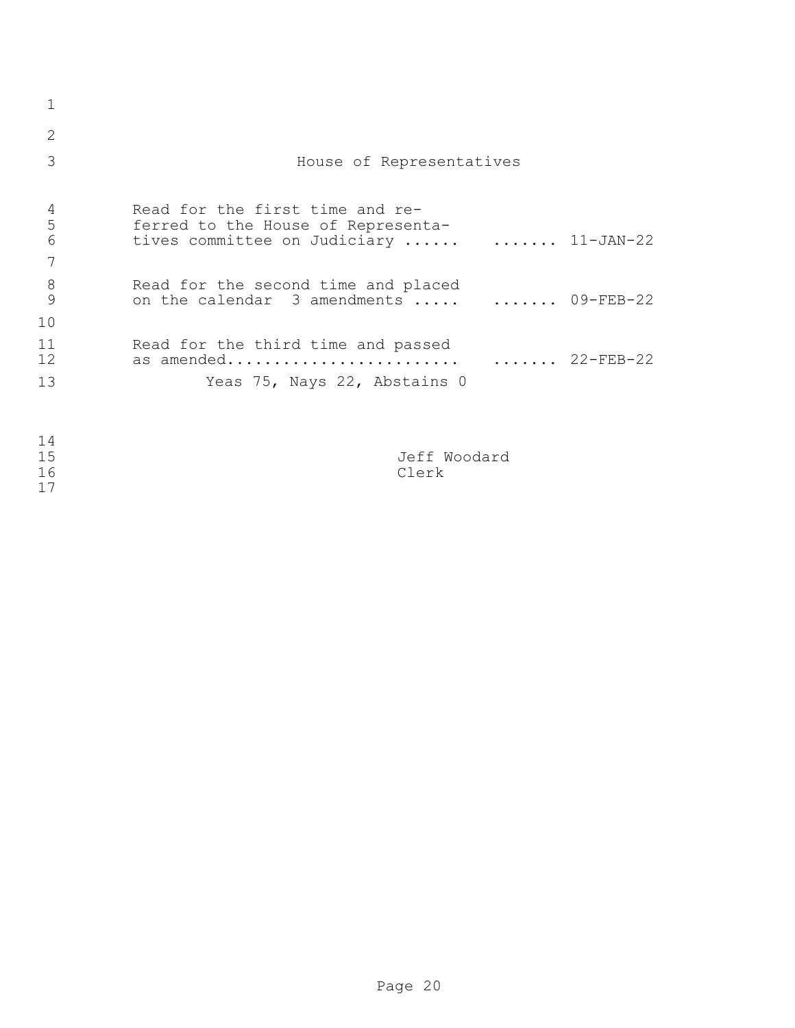House of Representatives

Read for the first time and re-
ferred to the House of Representa-
tives committee on Judiciary ...... ....... 11-JAN-22

Read for the second time and placed
on the calendar 3 amendments ..... ....... 09-FEB-22

Read for the third time and passed
as amended......................... ....... 22-FEB-22

Yeas 75, Nays 22, Abstains 0

Jeff Woodard
Clerk